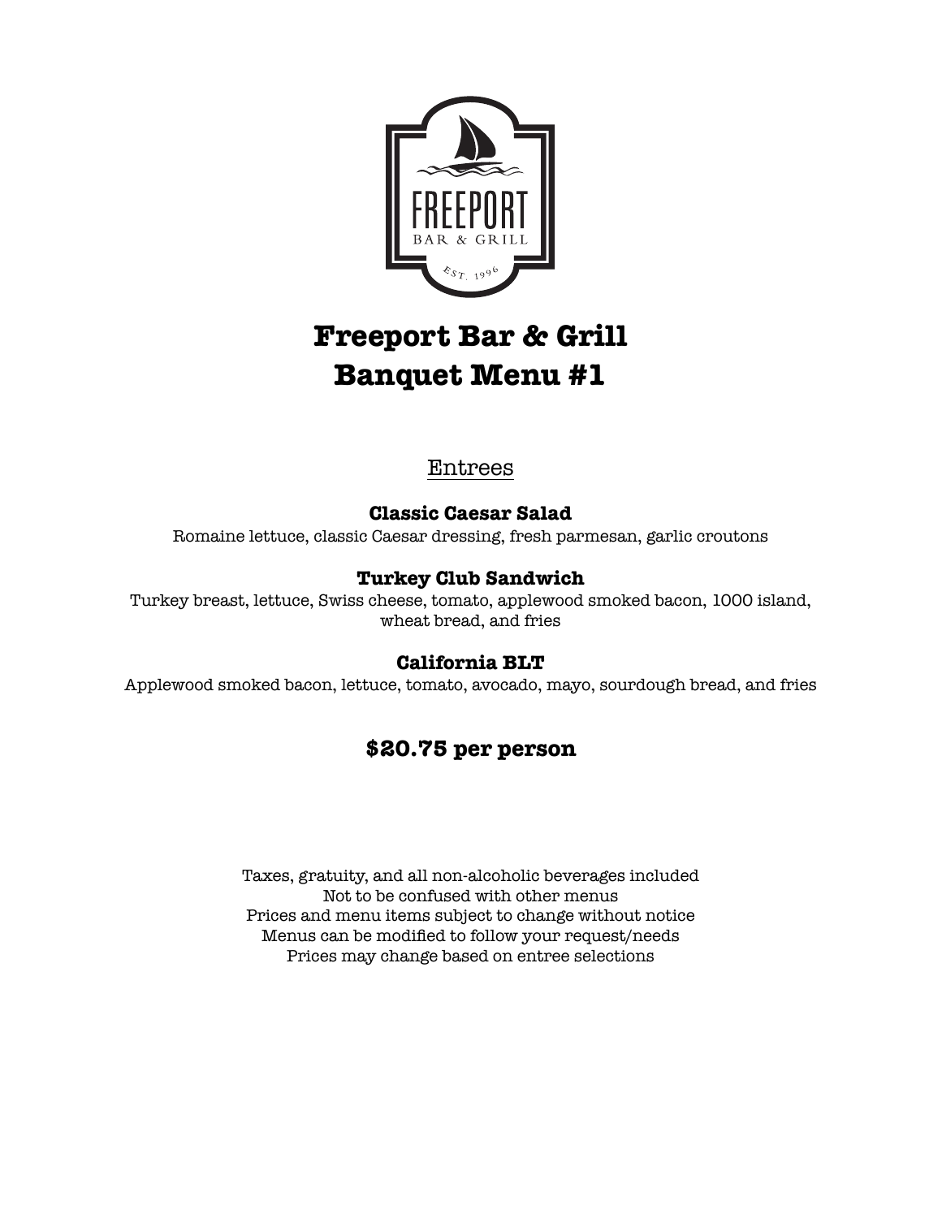# Freeport Bar & Grill
# Banquet Menu #1

## Entrees

### Classic Caesar Salad

Romaine lettuce, classic Caesar dressing, fresh parmesan, garlic croutons

### Turkey Club Sandwich

Turkey breast, lettuce, Swiss cheese, tomato, applewood smoked bacon, 1000 island, wheat bread, and fries

### California BLT

Applewood smoked bacon, lettuce, tomato, avocado, mayo, sourdough bread, and fries

**$20.75 per person**

Taxes, gratuity, and all non-alcoholic beverages included
Not to be confused with other menus
Prices and menu items subject to change without notice
Menus can be modified to follow your request/needs
Prices may change based on entree selections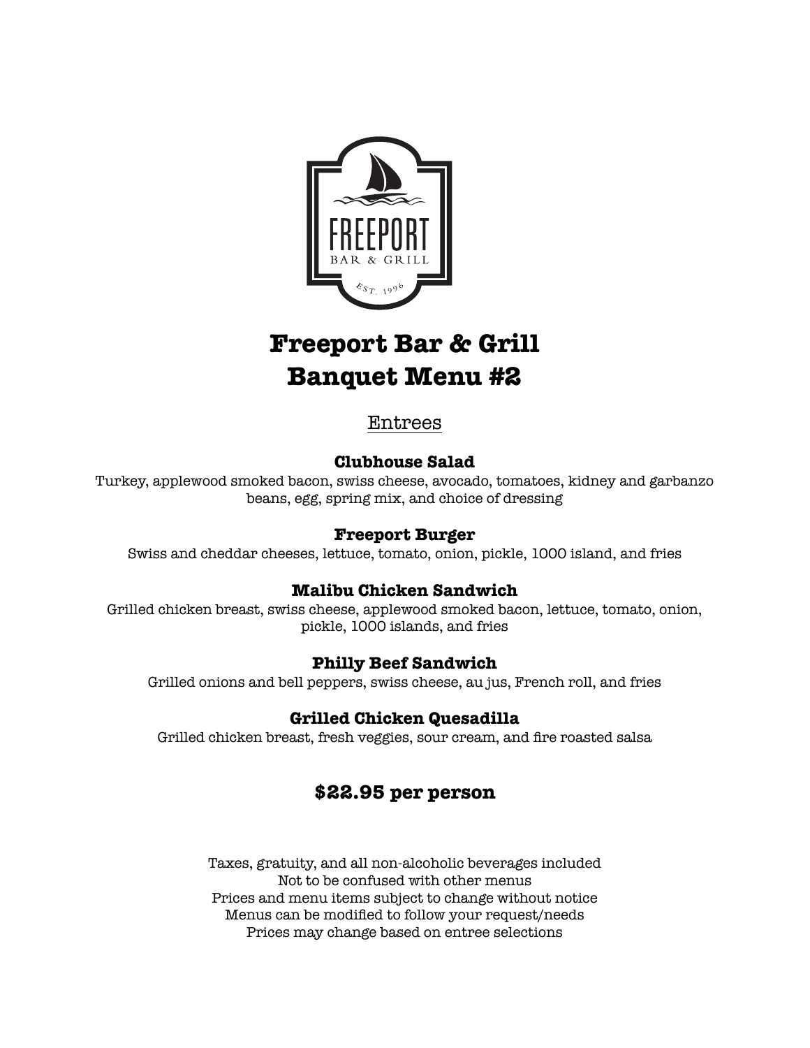# Freeport Bar & Grill
# Banquet Menu #2

## Entrees

### Clubhouse Salad

Turkey, applewood smoked bacon, swiss cheese, avocado, tomatoes, kidney and garbanzo beans, egg, spring mix, and choice of dressing

### Freeport Burger

Swiss and cheddar cheeses, lettuce, tomato, onion, pickle, 1000 island, and fries

### Malibu Chicken Sandwich

Grilled chicken breast, swiss cheese, applewood smoked bacon, lettuce, tomato, onion, pickle, 1000 islands, and fries

### Philly Beef Sandwich

Grilled onions and bell peppers, swiss cheese, au jus, French roll, and fries

### Grilled Chicken Quesadilla

Grilled chicken breast, fresh veggies, sour cream, and fire roasted salsa

## $22.95 per person

Taxes, gratuity, and all non-alcoholic beverages included
Not to be confused with other menus
Prices and menu items subject to change without notice
Menus can be modified to follow your request/needs
Prices may change based on entree selections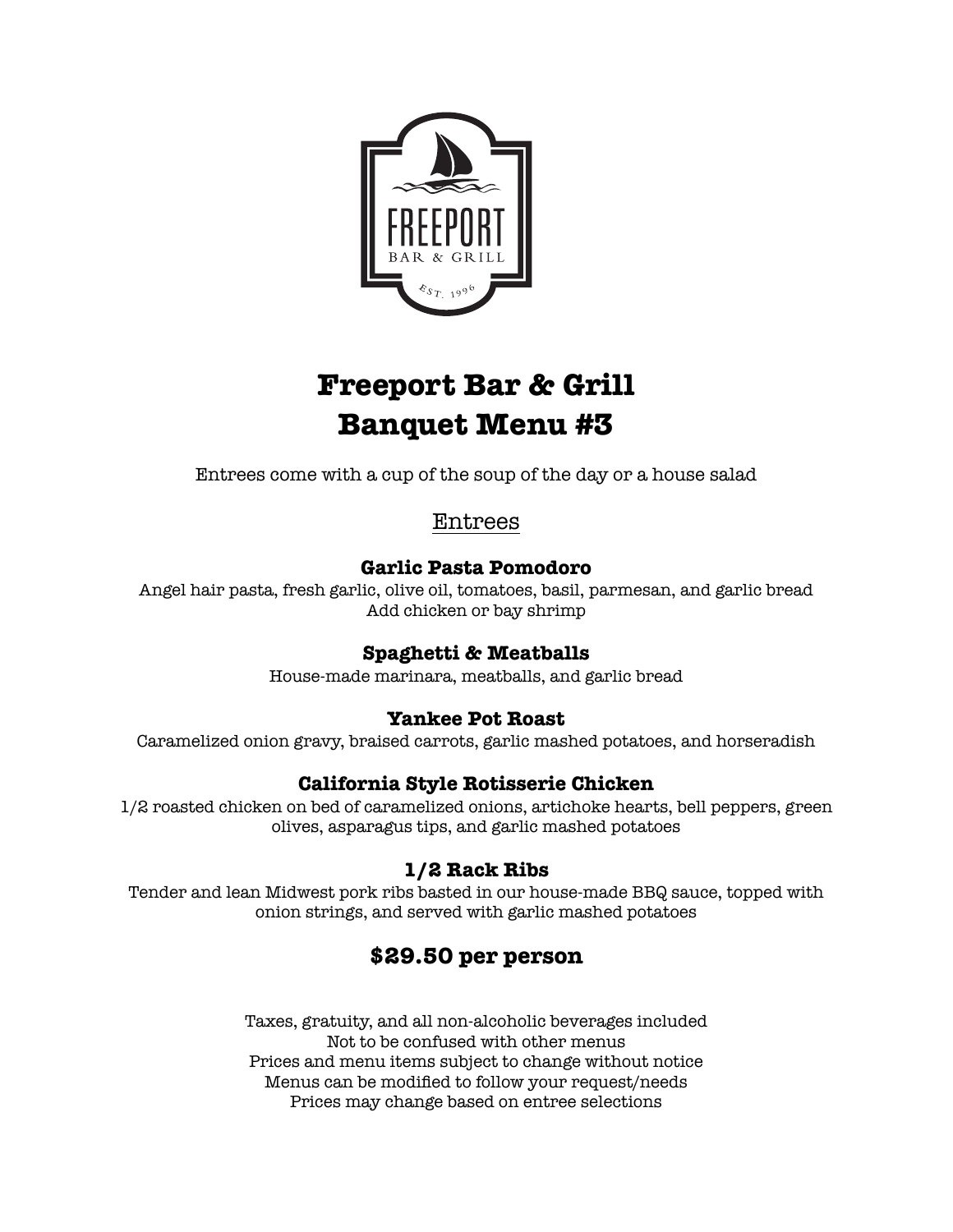# Freeport Bar & Grill
# Banquet Menu #3

Entrees come with a cup of the soup of the day or a house salad

## Entrees

### Garlic Pasta Pomodoro

Angel hair pasta, fresh garlic, olive oil, tomatoes, basil, parmesan, and garlic bread
Add chicken or bay shrimp

### Spaghetti & Meatballs

House-made marinara, meatballs, and garlic bread

### Yankee Pot Roast

Caramelized onion gravy, braised carrots, garlic mashed potatoes, and horseradish

### California Style Rotisserie Chicken

1/2 roasted chicken on bed of caramelized onions, artichoke hearts, bell peppers, green olives, asparagus tips, and garlic mashed potatoes

### 1/2 Rack Ribs

Tender and lean Midwest pork ribs basted in our house-made BBQ sauce, topped with onion strings, and served with garlic mashed potatoes

## $29.50 per person

Taxes, gratuity, and all non-alcoholic beverages included
Not to be confused with other menus
Prices and menu items subject to change without notice
Menus can be modified to follow your request/needs
Prices may change based on entree selections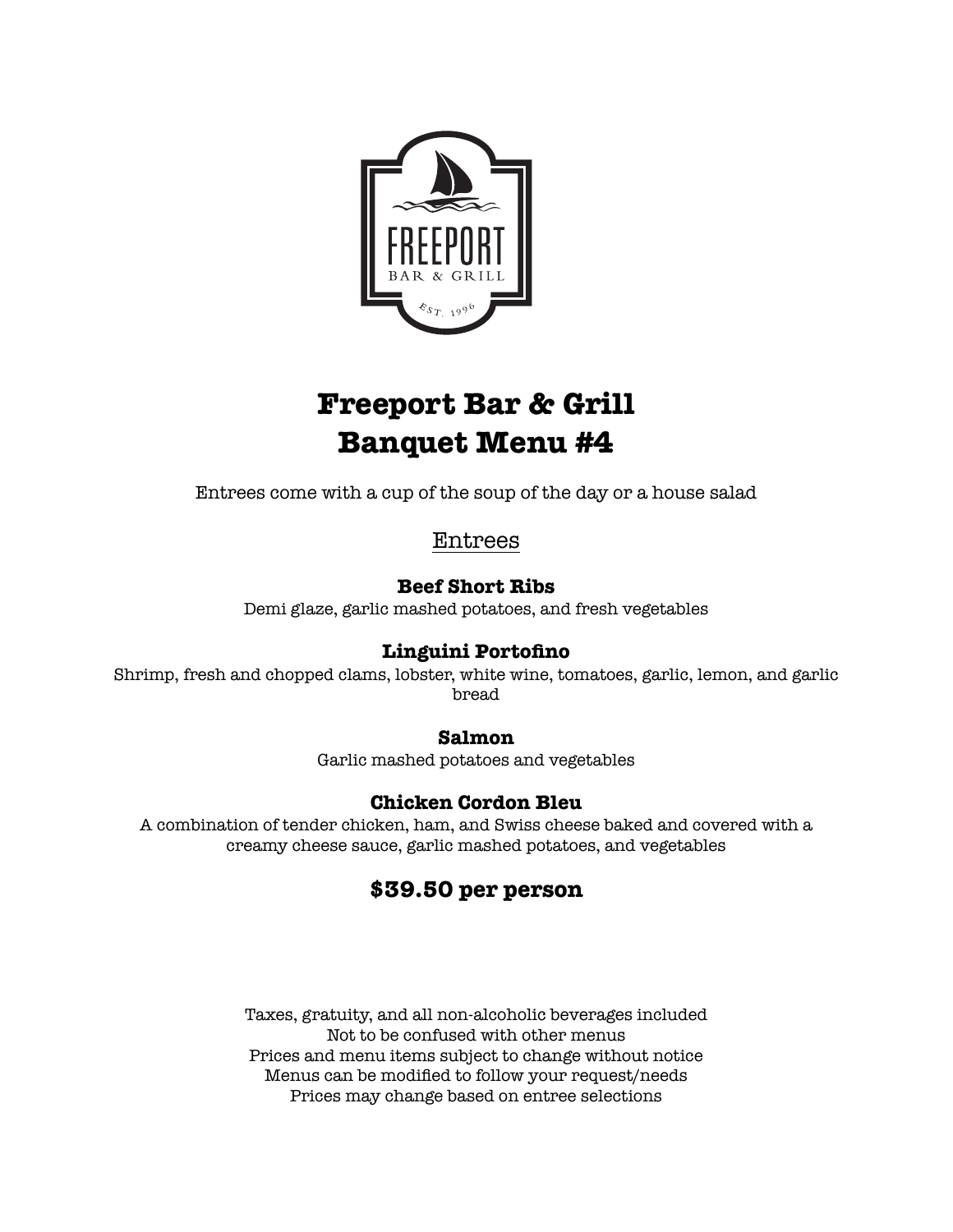# Freeport Bar & Grill
# Banquet Menu #4

Entrees come with a cup of the soup of the day or a house salad

## Entrees

### Beef Short Ribs
Demi glaze, garlic mashed potatoes, and fresh vegetables

### Linguini Portofino
Shrimp, fresh and chopped clams, lobster, white wine, tomatoes, garlic, lemon, and garlic bread

### Salmon
Garlic mashed potatoes and vegetables

### Chicken Cordon Bleu
A combination of tender chicken, ham, and Swiss cheese baked and covered with a creamy cheese sauce, garlic mashed potatoes, and vegetables

## $39.50 per person

Taxes, gratuity, and all non-alcoholic beverages included
Not to be confused with other menus
Prices and menu items subject to change without notice
Menus can be modified to follow your request/needs
Prices may change based on entree selections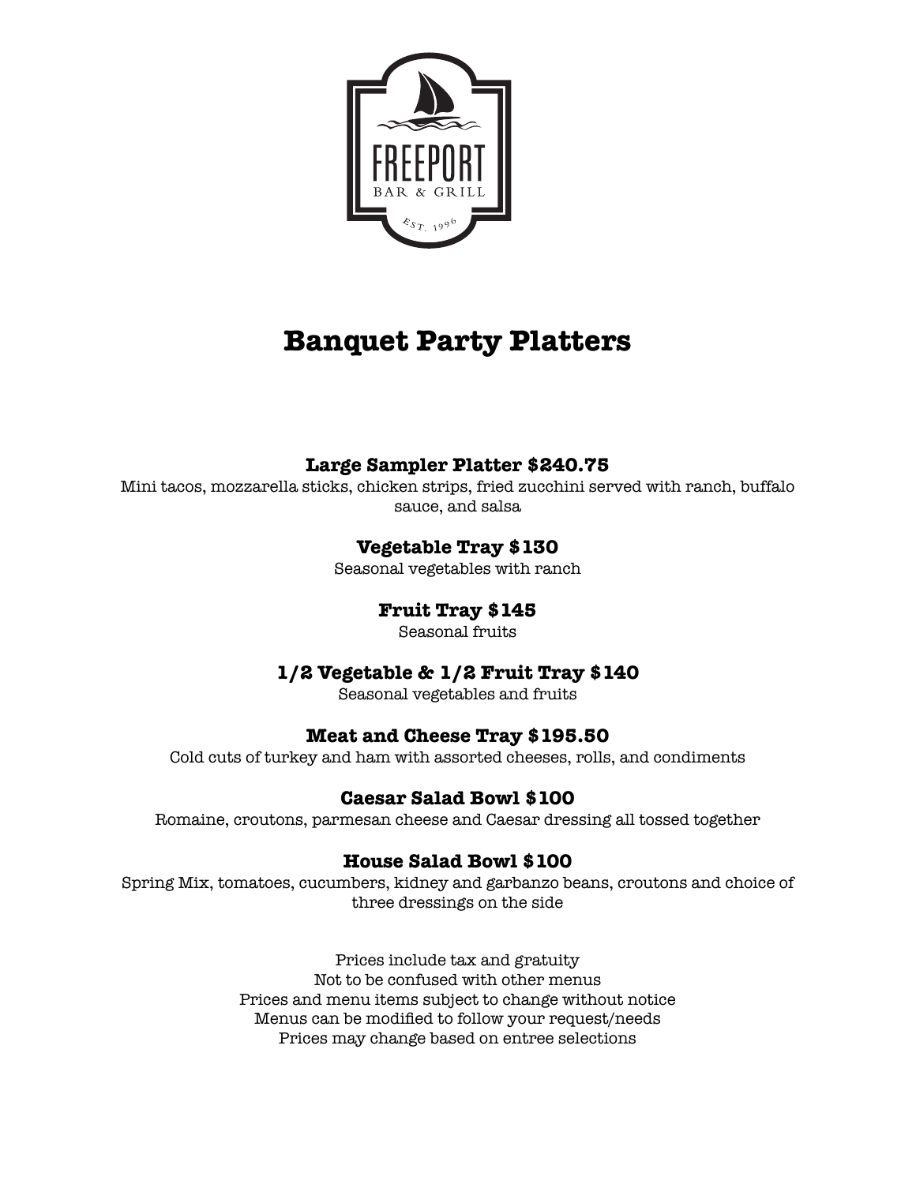FREEPORT

BAR & GRILL

EST. 1996

# Banquet Party Platters

### Large Sampler Platter $240.75

Mini tacos, mozzarella sticks, chicken strips, fried zucchini served with ranch, buffalo sauce, and salsa

### Vegetable Tray $130

Seasonal vegetables with ranch

### Fruit Tray $145

Seasonal fruits

### 1/2 Vegetable & 1/2 Fruit Tray $140

Seasonal vegetables and fruits

### Meat and Cheese Tray $195.50

Cold cuts of turkey and ham with assorted cheeses, rolls, and condiments

### Caesar Salad Bowl $100

Romaine, croutons, parmesan cheese and Caesar dressing all tossed together

### House Salad Bowl $100

Spring Mix, tomatoes, cucumbers, kidney and garbanzo beans, croutons and choice of three dressings on the side

Prices include tax and gratuity
Not to be confused with other menus
Prices and menu items subject to change without notice
Menus can be modified to follow your request/needs
Prices may change based on entree selections